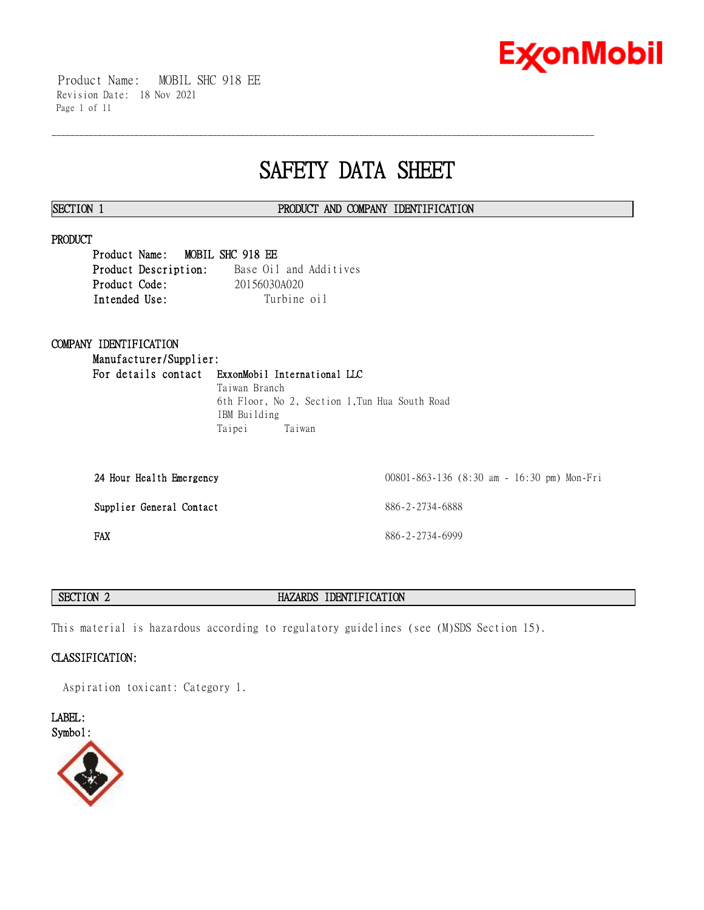# SAFETY DATA SHEET

## SECTION 1 PRODUCT AND COMPANY IDENTIFICATION

### PRODUCT

**Product Name:** **MOBIL SHC 918 EE**
**Product Description:** Base Oil and Additives
**Product Code:** 20156030A020
**Intended Use:** Turbine oil

### COMPANY IDENTIFICATION

**Manufacturer/Supplier:**
**For details contact** **ExxonMobil International LLC**
Taiwan Branch
6th Floor, No 2, Section 1,Tun Hua South Road
IBM Building
Taipei Taiwan

| | |
|---|---|
| **24 Hour Health Emergency** | 00801-863-136 (8:30 am - 16:30 pm) Mon-Fri |
| **Supplier General Contact** | 886-2-2734-6888 |
| **FAX** | 886-2-2734-6999 |

## SECTION 2 HAZARDS IDENTIFICATION

This material is hazardous according to regulatory guidelines (see (M)SDS Section 15).

### CLASSIFICATION:

Aspiration toxicant: Category 1.

### LABEL:
**Symbol:**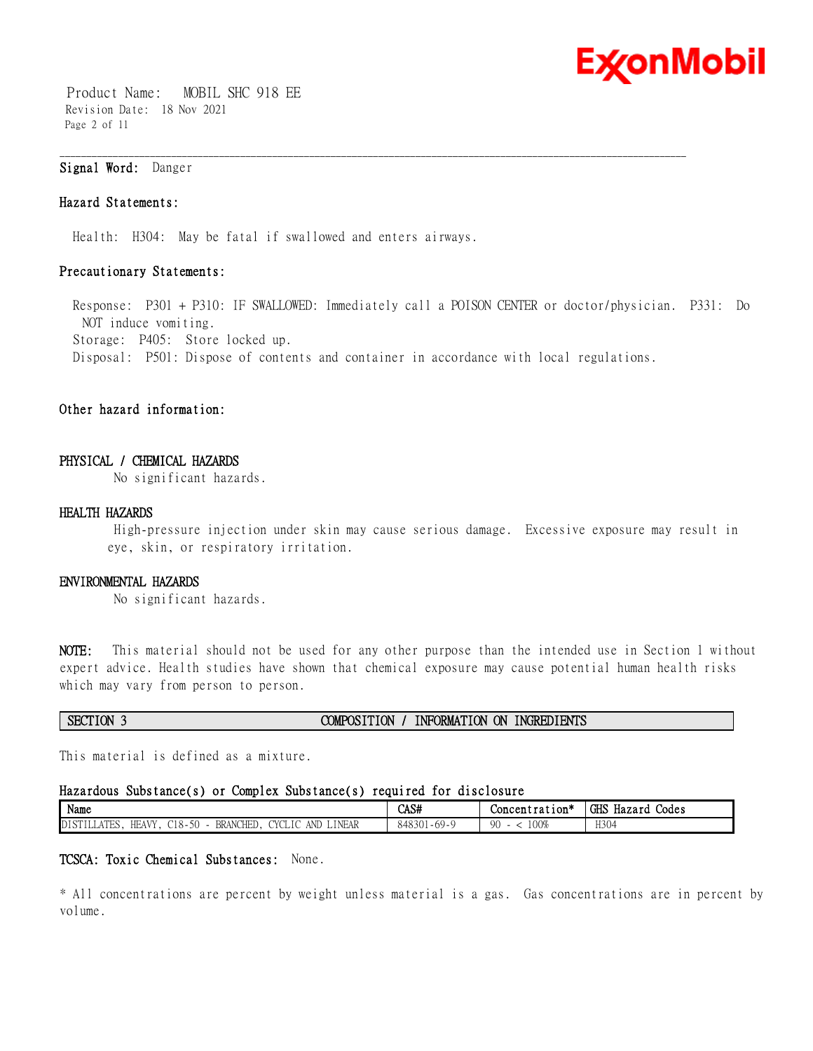**Signal Word:** Danger

**Hazard Statements:**

Health: H304: May be fatal if swallowed and enters airways.

**Precautionary Statements:**

Response: P301 + P310: IF SWALLOWED: Immediately call a POISON CENTER or doctor/physician. P331: Do NOT induce vomiting.
Storage: P405: Store locked up.
Disposal: P501: Dispose of contents and container in accordance with local regulations.

**Other hazard information:**

**PHYSICAL / CHEMICAL HAZARDS**

No significant hazards.

**HEALTH HAZARDS**

High-pressure injection under skin may cause serious damage. Excessive exposure may result in eye, skin, or respiratory irritation.

**ENVIRONMENTAL HAZARDS**

No significant hazards.

**NOTE:** This material should not be used for any other purpose than the intended use in Section 1 without expert advice. Health studies have shown that chemical exposure may cause potential human health risks which may vary from person to person.

## SECTION 3 COMPOSITION / INFORMATION ON INGREDIENTS

This material is defined as a mixture.

**Hazardous Substance(s) or Complex Substance(s) required for disclosure**

| Name | CAS# | Concentration* | GHS Hazard Codes |
|---|---|---|---|
| DISTILLATES, HEAVY, C18-50 - BRANCHED, CYCLIC AND LINEAR | 848301-69-9 | 90 - < 100% | H304 |

**TCSCA: Toxic Chemical Substances:** None.

* All concentrations are percent by weight unless material is a gas. Gas concentrations are in percent by volume.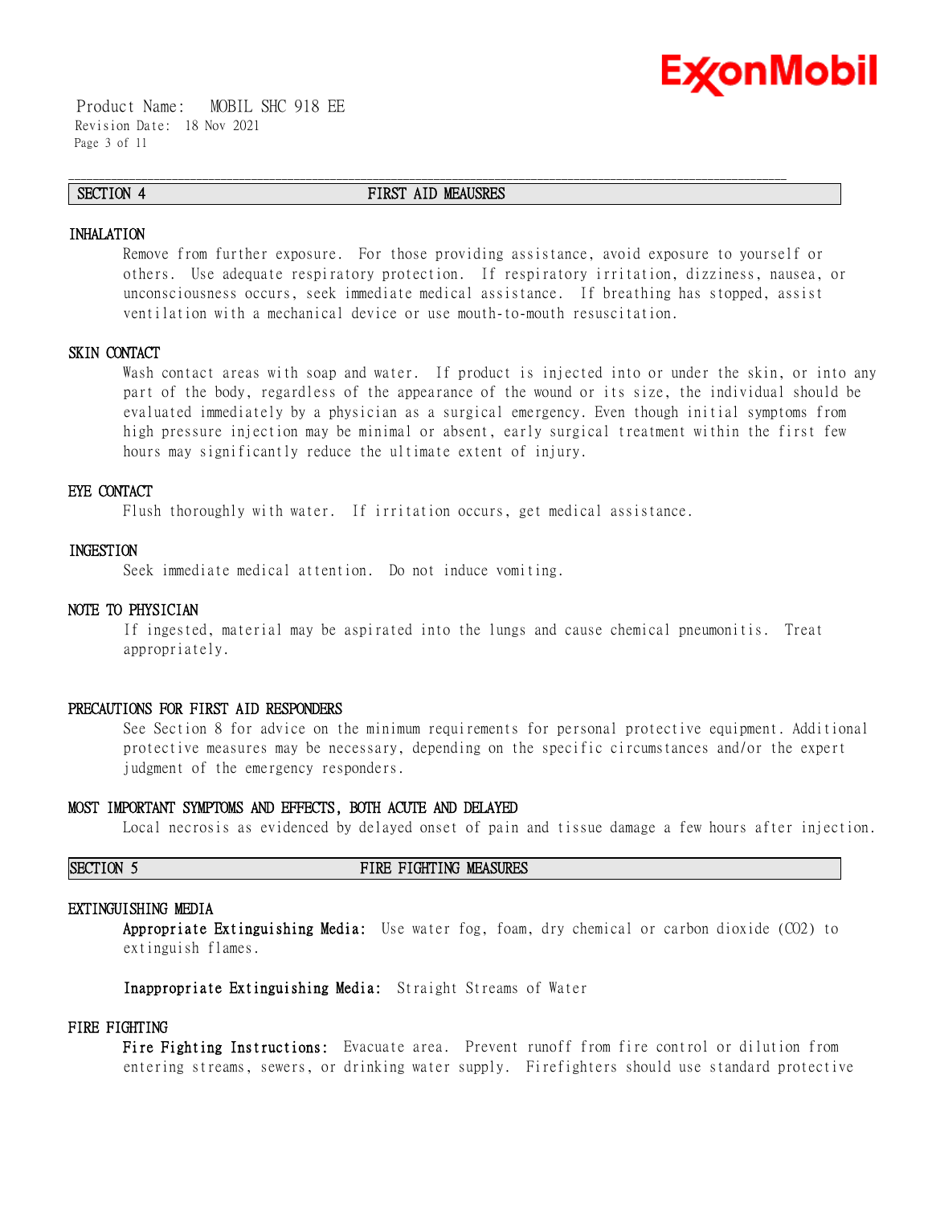## SECTION 4 FIRST AID MEAUSRES

### INHALATION

Remove from further exposure. For those providing assistance, avoid exposure to yourself or others. Use adequate respiratory protection. If respiratory irritation, dizziness, nausea, or unconsciousness occurs, seek immediate medical assistance. If breathing has stopped, assist ventilation with a mechanical device or use mouth-to-mouth resuscitation.

### SKIN CONTACT

Wash contact areas with soap and water. If product is injected into or under the skin, or into any part of the body, regardless of the appearance of the wound or its size, the individual should be evaluated immediately by a physician as a surgical emergency. Even though initial symptoms from high pressure injection may be minimal or absent, early surgical treatment within the first few hours may significantly reduce the ultimate extent of injury.

### EYE CONTACT

Flush thoroughly with water. If irritation occurs, get medical assistance.

### INGESTION

Seek immediate medical attention. Do not induce vomiting.

### NOTE TO PHYSICIAN

If ingested, material may be aspirated into the lungs and cause chemical pneumonitis. Treat appropriately.

### PRECAUTIONS FOR FIRST AID RESPONDERS

See Section 8 for advice on the minimum requirements for personal protective equipment. Additional protective measures may be necessary, depending on the specific circumstances and/or the expert judgment of the emergency responders.

### MOST IMPORTANT SYMPTOMS AND EFFECTS, BOTH ACUTE AND DELAYED

Local necrosis as evidenced by delayed onset of pain and tissue damage a few hours after injection.

## SECTION 5 FIRE FIGHTING MEASURES

### EXTINGUISHING MEDIA

**Appropriate Extinguishing Media:** Use water fog, foam, dry chemical or carbon dioxide ($CO_2$) to extinguish flames.

**Inappropriate Extinguishing Media:** Straight Streams of Water

### FIRE FIGHTING

**Fire Fighting Instructions:** Evacuate area. Prevent runoff from fire control or dilution from entering streams, sewers, or drinking water supply. Firefighters should use standard protective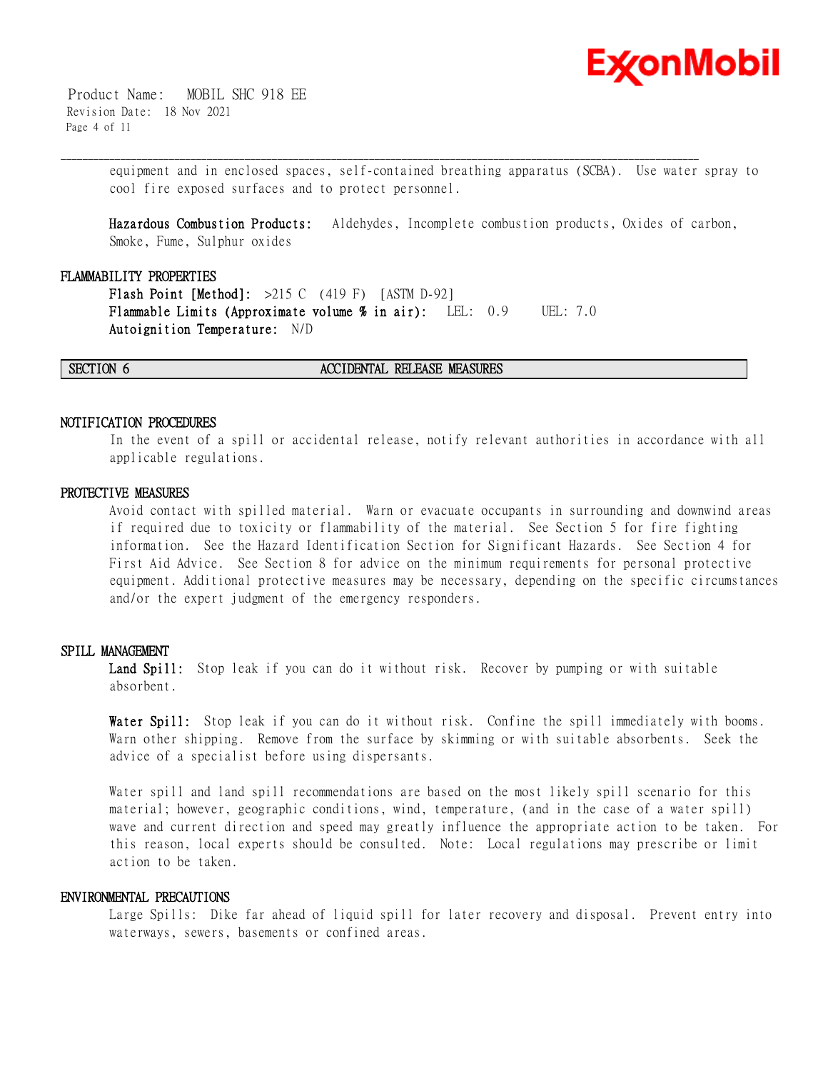equipment and in enclosed spaces, self-contained breathing apparatus (SCBA). Use water spray to cool fire exposed surfaces and to protect personnel.

**Hazardous Combustion Products:** Aldehydes, Incomplete combustion products, Oxides of carbon, Smoke, Fume, Sulphur oxides

### FLAMMABILITY PROPERTIES

**Flash Point [Method]:** >215 C (419 F) [ASTM D-92]
**Flammable Limits (Approximate volume % in air):** LEL: 0.9 UEL: 7.0
**Autoignition Temperature:** N/D

## SECTION 6 ACCIDENTAL RELEASE MEASURES

### NOTIFICATION PROCEDURES

In the event of a spill or accidental release, notify relevant authorities in accordance with all applicable regulations.

### PROTECTIVE MEASURES

Avoid contact with spilled material. Warn or evacuate occupants in surrounding and downwind areas if required due to toxicity or flammability of the material. See Section 5 for fire fighting information. See the Hazard Identification Section for Significant Hazards. See Section 4 for First Aid Advice. See Section 8 for advice on the minimum requirements for personal protective equipment. Additional protective measures may be necessary, depending on the specific circumstances and/or the expert judgment of the emergency responders.

### SPILL MANAGEMENT

**Land Spill:** Stop leak if you can do it without risk. Recover by pumping or with suitable absorbent.

**Water Spill:** Stop leak if you can do it without risk. Confine the spill immediately with booms. Warn other shipping. Remove from the surface by skimming or with suitable absorbents. Seek the advice of a specialist before using dispersants.

Water spill and land spill recommendations are based on the most likely spill scenario for this material; however, geographic conditions, wind, temperature, (and in the case of a water spill) wave and current direction and speed may greatly influence the appropriate action to be taken. For this reason, local experts should be consulted. Note: Local regulations may prescribe or limit action to be taken.

### ENVIRONMENTAL PRECAUTIONS

Large Spills: Dike far ahead of liquid spill for later recovery and disposal. Prevent entry into waterways, sewers, basements or confined areas.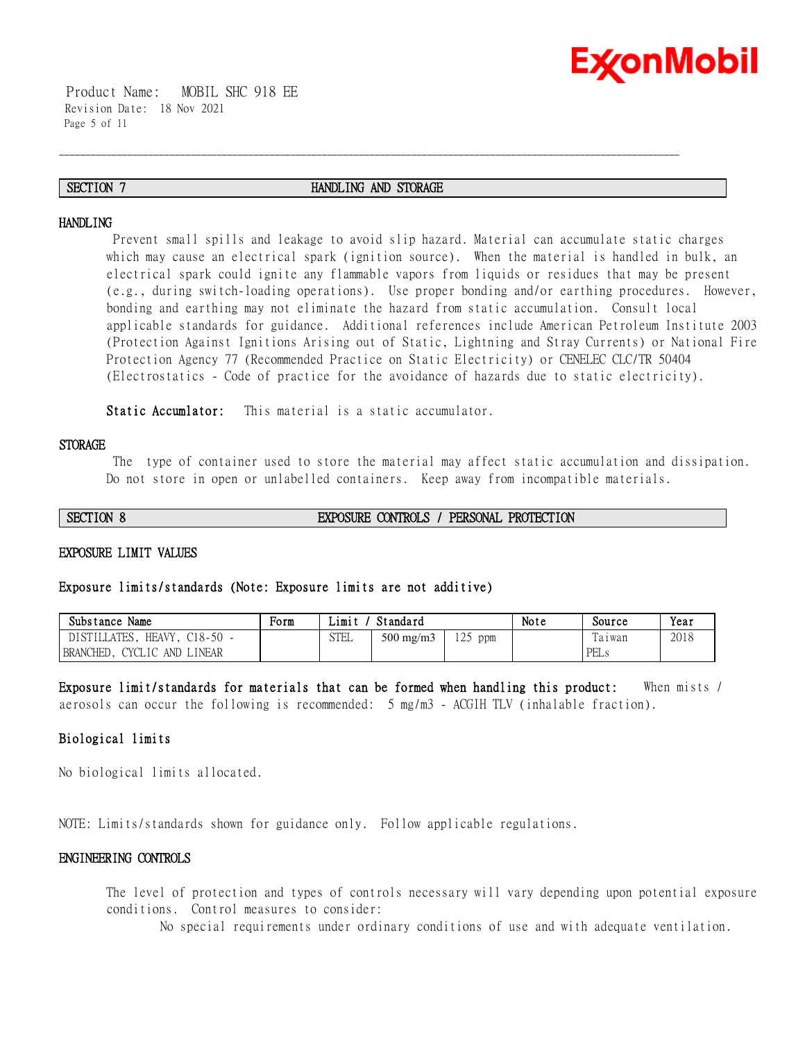## SECTION 7 HANDLING AND STORAGE

### HANDLING

Prevent small spills and leakage to avoid slip hazard. Material can accumulate static charges which may cause an electrical spark (ignition source). When the material is handled in bulk, an electrical spark could ignite any flammable vapors from liquids or residues that may be present (e.g., during switch-loading operations). Use proper bonding and/or earthing procedures. However, bonding and earthing may not eliminate the hazard from static accumulation. Consult local applicable standards for guidance. Additional references include American Petroleum Institute 2003 (Protection Against Ignitions Arising out of Static, Lightning and Stray Currents) or National Fire Protection Agency 77 (Recommended Practice on Static Electricity) or CENELEC CLC/TR 50404 (Electrostatics - Code of practice for the avoidance of hazards due to static electricity).

**Static Accumlator:** This material is a static accumulator.

### STORAGE

The type of container used to store the material may affect static accumulation and dissipation. Do not store in open or unlabelled containers. Keep away from incompatible materials.

## SECTION 8 EXPOSURE CONTROLS / PERSONAL PROTECTION

### EXPOSURE LIMIT VALUES

**Exposure limits/standards (Note: Exposure limits are not additive)**

| Substance Name | Form | Limit / Standard | | | Note | Source | Year |
|---|---|---|---|---|---|---|---|
| DISTILLATES, HEAVY, C18-50 - BRANCHED, CYCLIC AND LINEAR | | STEL | 500 mg/m3 | 125 ppm | | Taiwan PELs | 2018 |

**Exposure limit/standards for materials that can be formed when handling this product:** When mists / aerosols can occur the following is recommended: 5 mg/m3 - ACGIH TLV (inhalable fraction).

### Biological limits

No biological limits allocated.

NOTE: Limits/standards shown for guidance only. Follow applicable regulations.

### ENGINEERING CONTROLS

The level of protection and types of controls necessary will vary depending upon potential exposure conditions. Control measures to consider:

No special requirements under ordinary conditions of use and with adequate ventilation.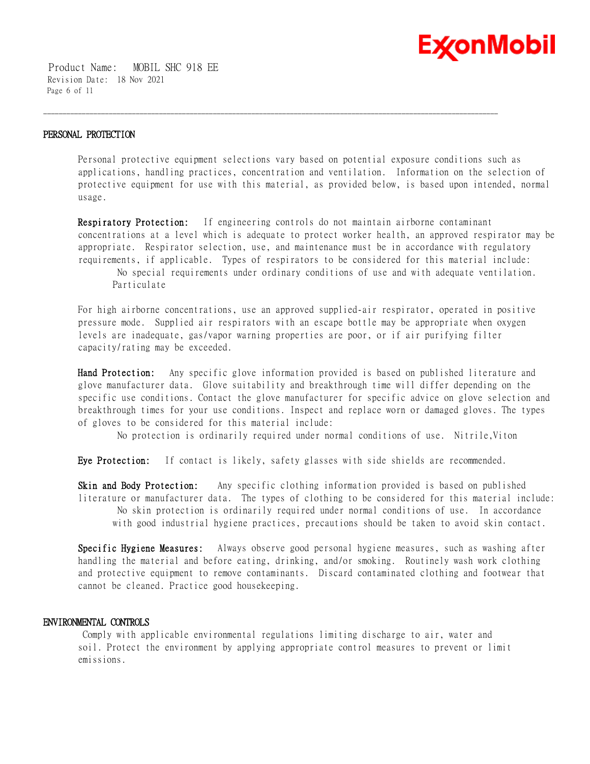## PERSONAL PROTECTION

Personal protective equipment selections vary based on potential exposure conditions such as applications, handling practices, concentration and ventilation. Information on the selection of protective equipment for use with this material, as provided below, is based upon intended, normal usage.

**Respiratory Protection:** If engineering controls do not maintain airborne contaminant concentrations at a level which is adequate to protect worker health, an approved respirator may be appropriate. Respirator selection, use, and maintenance must be in accordance with regulatory requirements, if applicable. Types of respirators to be considered for this material include:

No special requirements under ordinary conditions of use and with adequate ventilation.
Particulate

For high airborne concentrations, use an approved supplied-air respirator, operated in positive pressure mode. Supplied air respirators with an escape bottle may be appropriate when oxygen levels are inadequate, gas/vapor warning properties are poor, or if air purifying filter capacity/rating may be exceeded.

**Hand Protection:** Any specific glove information provided is based on published literature and glove manufacturer data. Glove suitability and breakthrough time will differ depending on the specific use conditions. Contact the glove manufacturer for specific advice on glove selection and breakthrough times for your use conditions. Inspect and replace worn or damaged gloves. The types of gloves to be considered for this material include:

No protection is ordinarily required under normal conditions of use. Nitrile,Viton

**Eye Protection:** If contact is likely, safety glasses with side shields are recommended.

**Skin and Body Protection:** Any specific clothing information provided is based on published literature or manufacturer data. The types of clothing to be considered for this material include:

No skin protection is ordinarily required under normal conditions of use. In accordance with good industrial hygiene practices, precautions should be taken to avoid skin contact.

**Specific Hygiene Measures:** Always observe good personal hygiene measures, such as washing after handling the material and before eating, drinking, and/or smoking. Routinely wash work clothing and protective equipment to remove contaminants. Discard contaminated clothing and footwear that cannot be cleaned. Practice good housekeeping.

## ENVIRONMENTAL CONTROLS

Comply with applicable environmental regulations limiting discharge to air, water and soil. Protect the environment by applying appropriate control measures to prevent or limit emissions.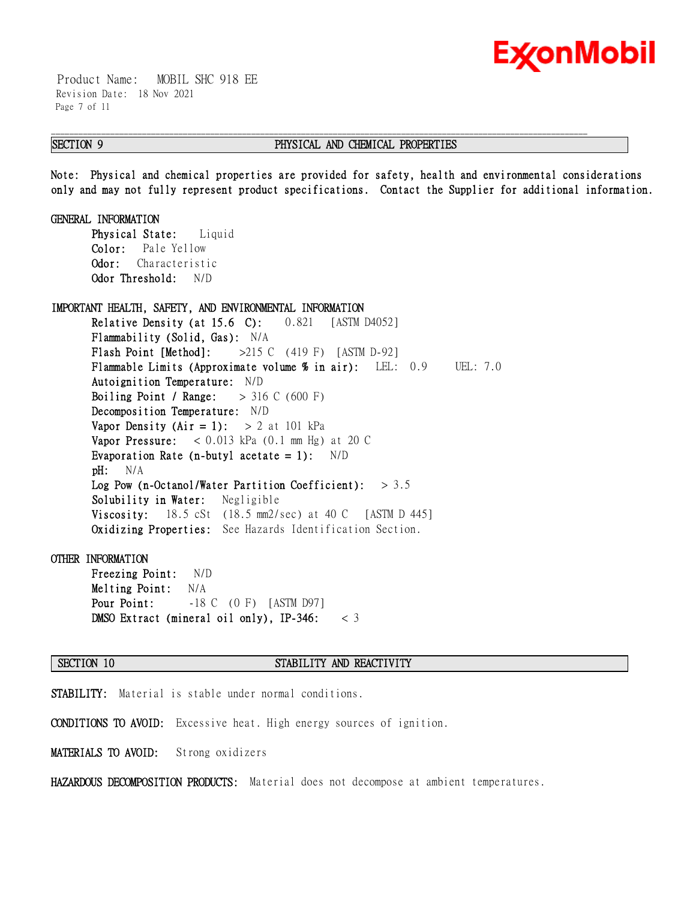## SECTION 9 PHYSICAL AND CHEMICAL PROPERTIES

**Note: Physical and chemical properties are provided for safety, health and environmental considerations only and may not fully represent product specifications. Contact the Supplier for additional information.**

### GENERAL INFORMATION

**Physical State:** Liquid
**Color:** Pale Yellow
**Odor:** Characteristic
**Odor Threshold:** N/D

### IMPORTANT HEALTH, SAFETY, AND ENVIRONMENTAL INFORMATION

**Relative Density (at 15.6 C):** 0.821 [ASTM D4052]
**Flammability (Solid, Gas):** N/A
**Flash Point [Method]:** >215 C (419 F) [ASTM D-92]
**Flammable Limits (Approximate volume % in air):** LEL: 0.9 UEL: 7.0
**Autoignition Temperature:** N/D
**Boiling Point / Range:** > 316 C (600 F)
**Decomposition Temperature:** N/D
**Vapor Density (Air = 1):** > 2 at 101 kPa
**Vapor Pressure:** < 0.013 kPa (0.1 mm Hg) at 20 C
**Evaporation Rate (n-butyl acetate = 1):** N/D
**pH:** N/A
**Log Pow (n-Octanol/Water Partition Coefficient):** > 3.5
**Solubility in Water:** Negligible
**Viscosity:** 18.5 cSt (18.5 mm2/sec) at 40 C [ASTM D 445]
**Oxidizing Properties:** See Hazards Identification Section.

### OTHER INFORMATION

**Freezing Point:** N/D
**Melting Point:** N/A
**Pour Point:** -18 C (0 F) [ASTM D97]
**DMSO Extract (mineral oil only), IP-346:** < 3

## SECTION 10 STABILITY AND REACTIVITY

**STABILITY:** Material is stable under normal conditions.

**CONDITIONS TO AVOID:** Excessive heat. High energy sources of ignition.

**MATERIALS TO AVOID:** Strong oxidizers

**HAZARDOUS DECOMPOSITION PRODUCTS:** Material does not decompose at ambient temperatures.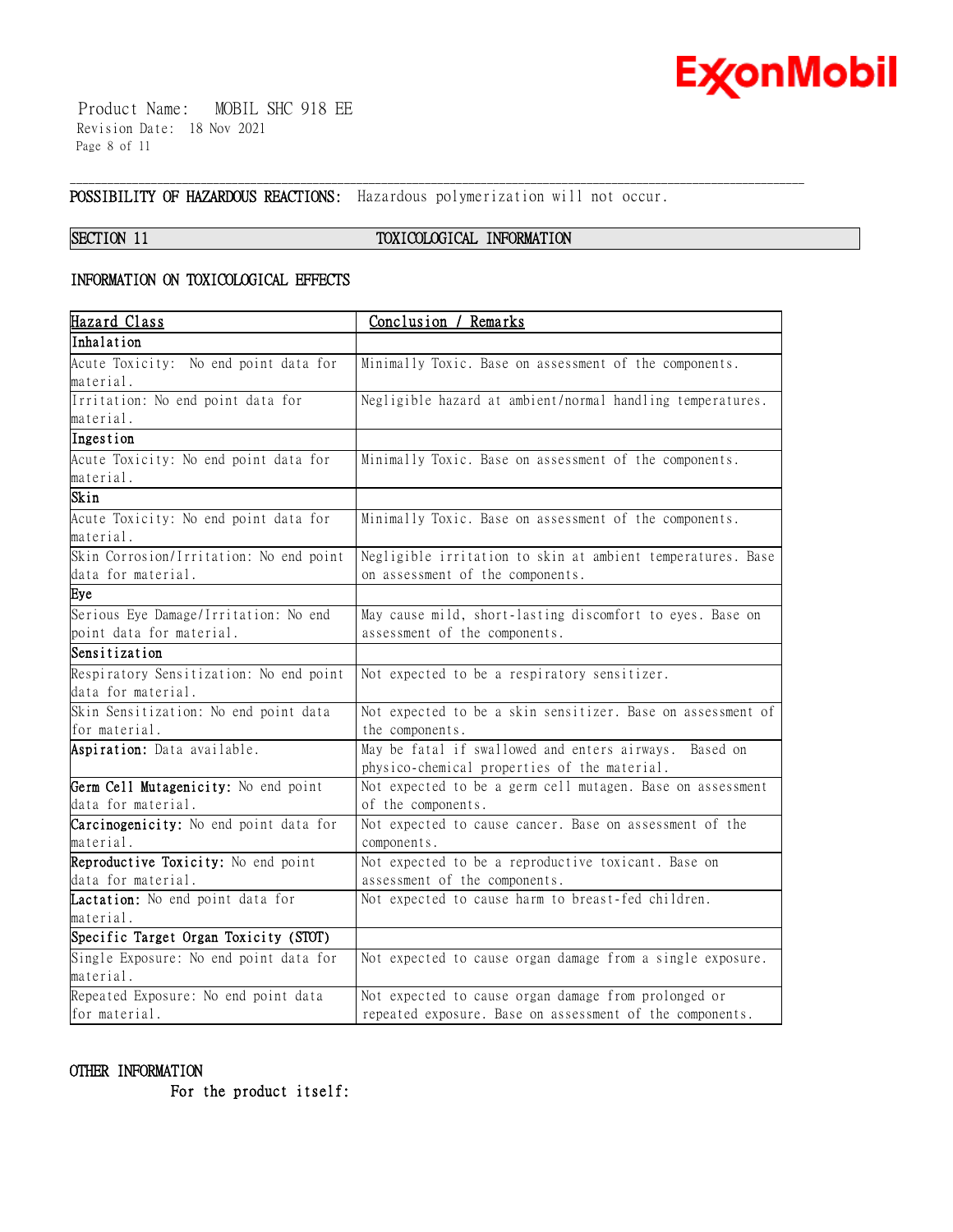**POSSIBILITY OF HAZARDOUS REACTIONS:** Hazardous polymerization will not occur.

## SECTION 11 TOXICOLOGICAL INFORMATION

### INFORMATION ON TOXICOLOGICAL EFFECTS

| Hazard Class | Conclusion / Remarks |
|---|---|
| **Inhalation** | |
| Acute Toxicity: No end point data for material. | Minimally Toxic. Base on assessment of the components. |
| Irritation: No end point data for material. | Negligible hazard at ambient/normal handling temperatures. |
| **Ingestion** | |
| Acute Toxicity: No end point data for material. | Minimally Toxic. Base on assessment of the components. |
| **Skin** | |
| Acute Toxicity: No end point data for material. | Minimally Toxic. Base on assessment of the components. |
| Skin Corrosion/Irritation: No end point data for material. | Negligible irritation to skin at ambient temperatures. Base on assessment of the components. |
| **Eye** | |
| Serious Eye Damage/Irritation: No end point data for material. | May cause mild, short-lasting discomfort to eyes. Base on assessment of the components. |
| **Sensitization** | |
| Respiratory Sensitization: No end point data for material. | Not expected to be a respiratory sensitizer. |
| Skin Sensitization: No end point data for material. | Not expected to be a skin sensitizer. Base on assessment of the components. |
| **Aspiration:** Data available. | May be fatal if swallowed and enters airways. Based on physico-chemical properties of the material. |
| **Germ Cell Mutagenicity:** No end point data for material. | Not expected to be a germ cell mutagen. Base on assessment of the components. |
| **Carcinogenicity:** No end point data for material. | Not expected to cause cancer. Base on assessment of the components. |
| **Reproductive Toxicity:** No end point data for material. | Not expected to be a reproductive toxicant. Base on assessment of the components. |
| **Lactation:** No end point data for material. | Not expected to cause harm to breast-fed children. |
| **Specific Target Organ Toxicity (STOT)** | |
| Single Exposure: No end point data for material. | Not expected to cause organ damage from a single exposure. |
| Repeated Exposure: No end point data for material. | Not expected to cause organ damage from prolonged or repeated exposure. Base on assessment of the components. |

### OTHER INFORMATION

For the product itself: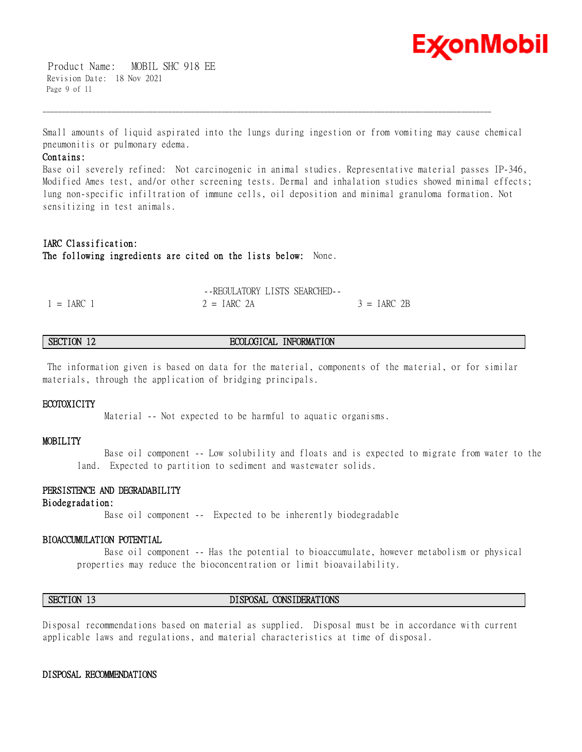Small amounts of liquid aspirated into the lungs during ingestion or from vomiting may cause chemical pneumonitis or pulmonary edema.

**Contains:**

Base oil severely refined: Not carcinogenic in animal studies. Representative material passes IP-346, Modified Ames test, and/or other screening tests. Dermal and inhalation studies showed minimal effects; lung non-specific infiltration of immune cells, oil deposition and minimal granuloma formation. Not sensitizing in test animals.

**IARC Classification:**

**The following ingredients are cited on the lists below:** None.

--REGULATORY LISTS SEARCHED--

| 1 = IARC 1 | 2 = IARC 2A | 3 = IARC 2B |
|---|---|---|

## SECTION 12 ECOLOGICAL INFORMATION

The information given is based on data for the material, components of the material, or for similar materials, through the application of bridging principals.

### ECOTOXICITY

Material -- Not expected to be harmful to aquatic organisms.

### MOBILITY

Base oil component -- Low solubility and floats and is expected to migrate from water to the land. Expected to partition to sediment and wastewater solids.

### PERSISTENCE AND DEGRADABILITY

**Biodegradation:**

Base oil component -- Expected to be inherently biodegradable

### BIOACCUMULATION POTENTIAL

Base oil component -- Has the potential to bioaccumulate, however metabolism or physical properties may reduce the bioconcentration or limit bioavailability.

## SECTION 13 DISPOSAL CONSIDERATIONS

Disposal recommendations based on material as supplied. Disposal must be in accordance with current applicable laws and regulations, and material characteristics at time of disposal.

### DISPOSAL RECOMMENDATIONS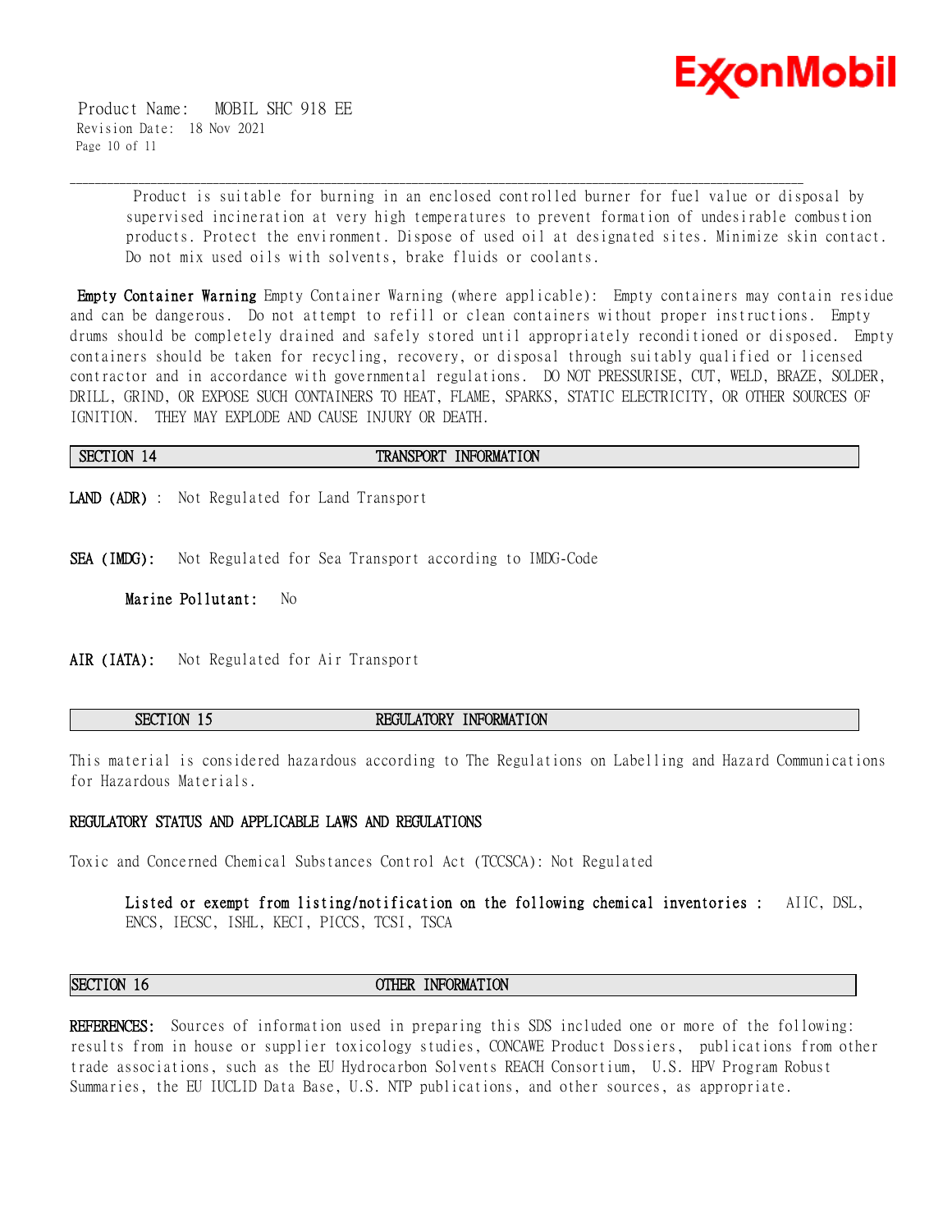Product is suitable for burning in an enclosed controlled burner for fuel value or disposal by supervised incineration at very high temperatures to prevent formation of undesirable combustion products. Protect the environment. Dispose of used oil at designated sites. Minimize skin contact. Do not mix used oils with solvents, brake fluids or coolants.

**Empty Container Warning** Empty Container Warning (where applicable): Empty containers may contain residue and can be dangerous. Do not attempt to refill or clean containers without proper instructions. Empty drums should be completely drained and safely stored until appropriately reconditioned or disposed. Empty containers should be taken for recycling, recovery, or disposal through suitably qualified or licensed contractor and in accordance with governmental regulations. DO NOT PRESSURISE, CUT, WELD, BRAZE, SOLDER, DRILL, GRIND, OR EXPOSE SUCH CONTAINERS TO HEAT, FLAME, SPARKS, STATIC ELECTRICITY, OR OTHER SOURCES OF IGNITION. THEY MAY EXPLODE AND CAUSE INJURY OR DEATH.

## SECTION 14 TRANSPORT INFORMATION

**LAND (ADR)** : Not Regulated for Land Transport

**SEA (IMDG):** Not Regulated for Sea Transport according to IMDG-Code

**Marine Pollutant:** No

**AIR (IATA):** Not Regulated for Air Transport

## SECTION 15 REGULATORY INFORMATION

This material is considered hazardous according to The Regulations on Labelling and Hazard Communications for Hazardous Materials.

**REGULATORY STATUS AND APPLICABLE LAWS AND REGULATIONS**

Toxic and Concerned Chemical Substances Control Act (TCCSCA): Not Regulated

**Listed or exempt from listing/notification on the following chemical inventories :** AIIC, DSL, ENCS, IECSC, ISHL, KECI, PICCS, TCSI, TSCA

## SECTION 16 OTHER INFORMATION

**REFERENCES:** Sources of information used in preparing this SDS included one or more of the following: results from in house or supplier toxicology studies, CONCAWE Product Dossiers, publications from other trade associations, such as the EU Hydrocarbon Solvents REACH Consortium, U.S. HPV Program Robust Summaries, the EU IUCLID Data Base, U.S. NTP publications, and other sources, as appropriate.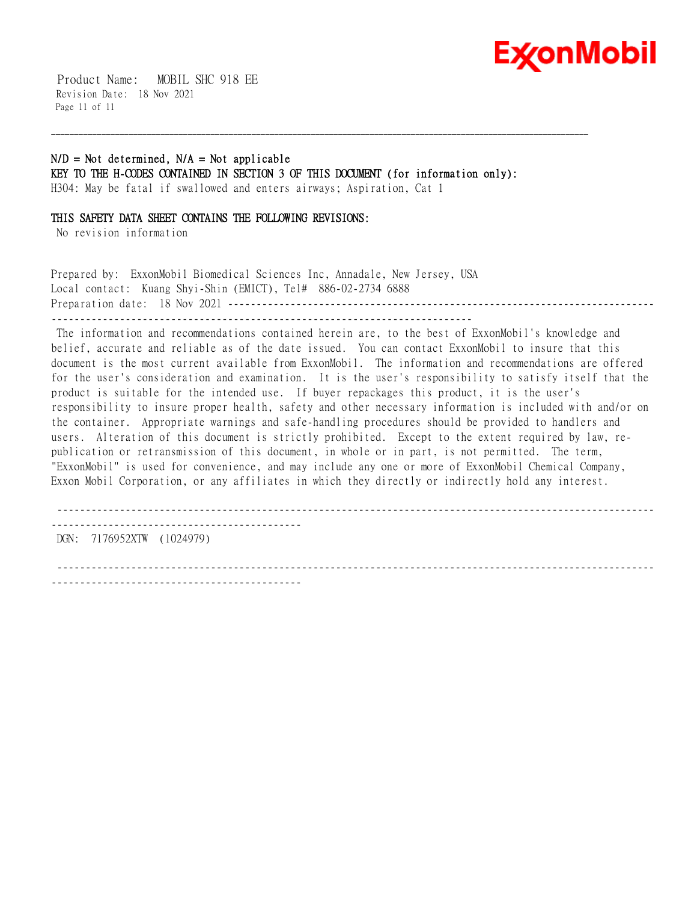**N/D = Not determined, N/A = Not applicable**
**KEY TO THE H-CODES CONTAINED IN SECTION 3 OF THIS DOCUMENT (for information only):**
H304: May be fatal if swallowed and enters airways; Aspiration, Cat 1

**THIS SAFETY DATA SHEET CONTAINS THE FOLLOWING REVISIONS:**
No revision information

Prepared by: ExxonMobil Biomedical Sciences Inc, Annadale, New Jersey, USA
Local contact: Kuang Shyi-Shin (EMICT), Tel# 886-02-2734 6888
Preparation date: 18 Nov 2021

---

The information and recommendations contained herein are, to the best of ExxonMobil's knowledge and belief, accurate and reliable as of the date issued. You can contact ExxonMobil to insure that this document is the most current available from ExxonMobil. The information and recommendations are offered for the user's consideration and examination. It is the user's responsibility to satisfy itself that the product is suitable for the intended use. If buyer repackages this product, it is the user's responsibility to insure proper health, safety and other necessary information is included with and/or on the container. Appropriate warnings and safe-handling procedures should be provided to handlers and users. Alteration of this document is strictly prohibited. Except to the extent required by law, re-publication or retransmission of this document, in whole or in part, is not permitted. The term, "ExxonMobil" is used for convenience, and may include any one or more of ExxonMobil Chemical Company, Exxon Mobil Corporation, or any affiliates in which they directly or indirectly hold any interest.

---

DGN: 7176952XTW (1024979)

---